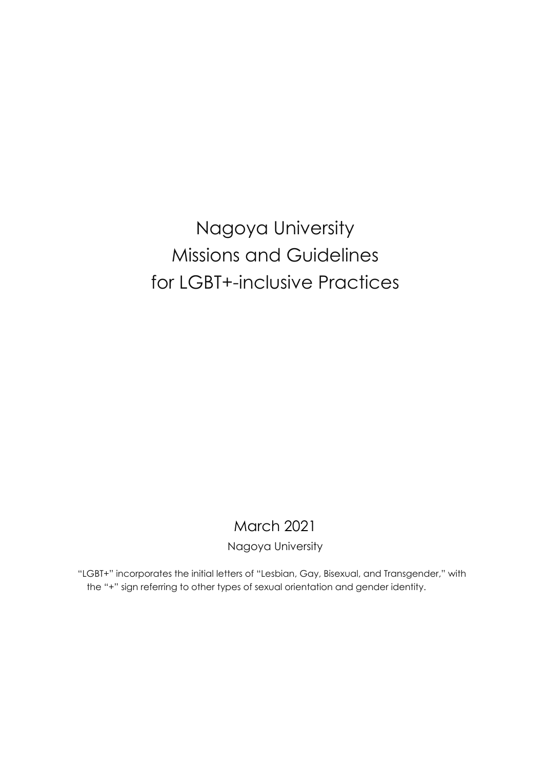# Nagoya University Missions and Guidelines for LGBT+-inclusive Practices

March 2021

Nagoya University

"LGBT+" incorporates the initial letters of "Lesbian, Gay, Bisexual, and Transgender," with the "+" sign referring to other types of sexual orientation and gender identity.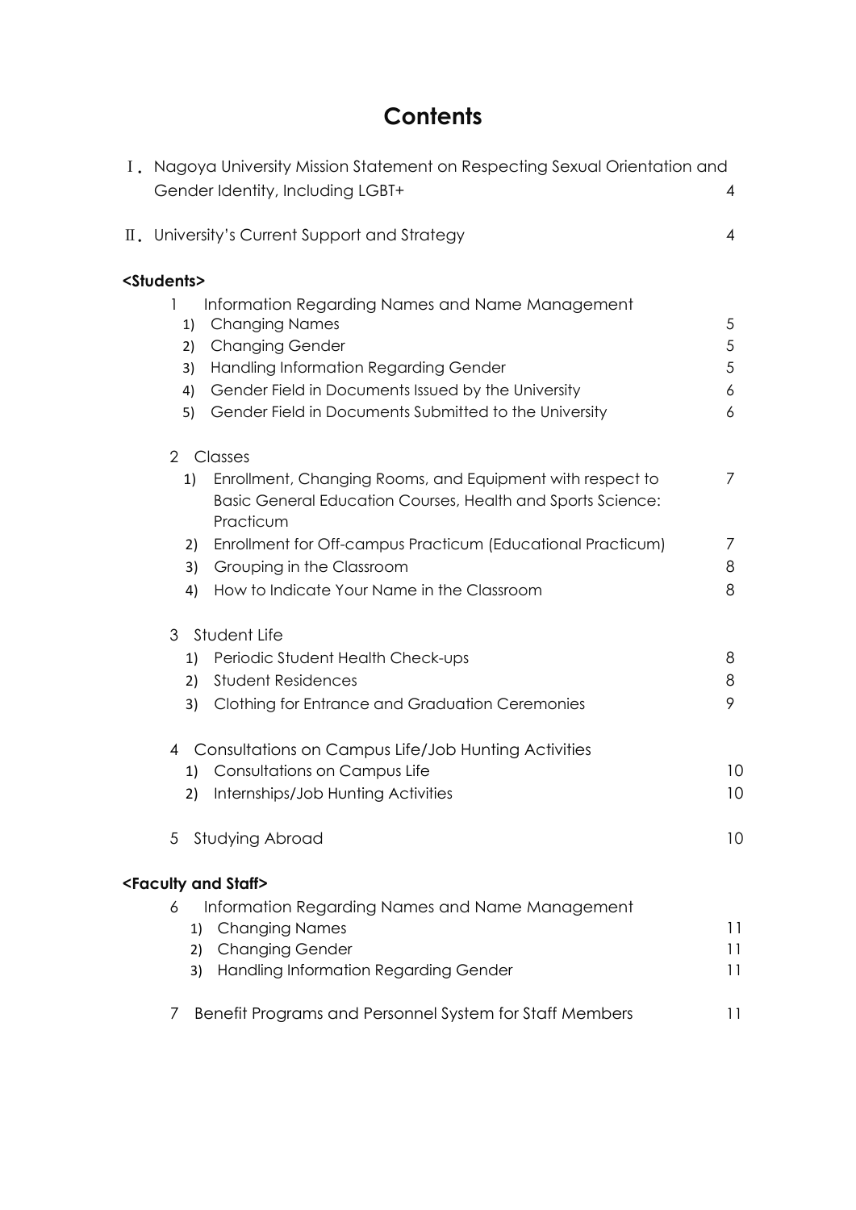# Contents

Ⅰ. Nagoya University Mission Statement on Respecting Sexual Orientation and Gender Identity, Including LGBT+ 4

Ⅱ. University's Current Support and Strategy 4

**<Students>**

1 Information Regarding Names and Name Management

1) Changing Names 5
2) Changing Gender 5
3) Handling Information Regarding Gender 5
4) Gender Field in Documents Issued by the University 6
5) Gender Field in Documents Submitted to the University 6

2 Classes

1) Enrollment, Changing Rooms, and Equipment with respect to Basic General Education Courses, Health and Sports Science: Practicum 7
2) Enrollment for Off-campus Practicum (Educational Practicum) 7
3) Grouping in the Classroom 8
4) How to Indicate Your Name in the Classroom 8

3 Student Life

1) Periodic Student Health Check-ups 8
2) Student Residences 8
3) Clothing for Entrance and Graduation Ceremonies 9

4 Consultations on Campus Life/Job Hunting Activities

1) Consultations on Campus Life 10
2) Internships/Job Hunting Activities 10

5 Studying Abroad 10

**<Faculty and Staff>**

6 Information Regarding Names and Name Management

1) Changing Names 11
2) Changing Gender 11
3) Handling Information Regarding Gender 11

7 Benefit Programs and Personnel System for Staff Members 11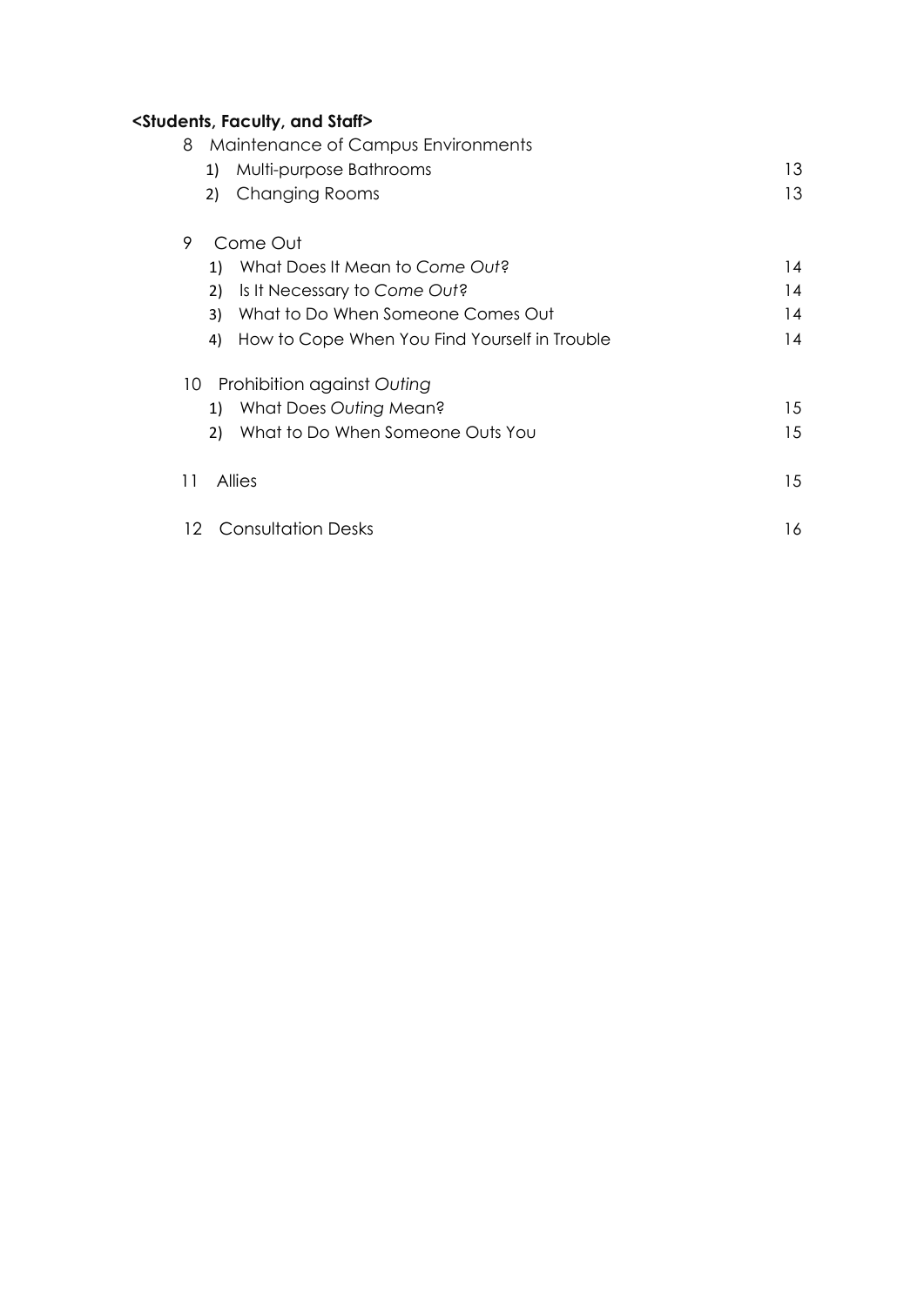**<Students, Faculty, and Staff>**

8 Maintenance of Campus Environments

1) Multi-purpose Bathrooms 13
2) Changing Rooms 13

9 Come Out

1) What Does It Mean to *Come Out*? 14
2) Is It Necessary to *Come Out*? 14
3) What to Do When Someone Comes Out 14
4) How to Cope When You Find Yourself in Trouble 14

10 Prohibition against *Outing*

1) What Does *Outing* Mean? 15
2) What to Do When Someone Outs You 15

11 Allies 15

12 Consultation Desks 16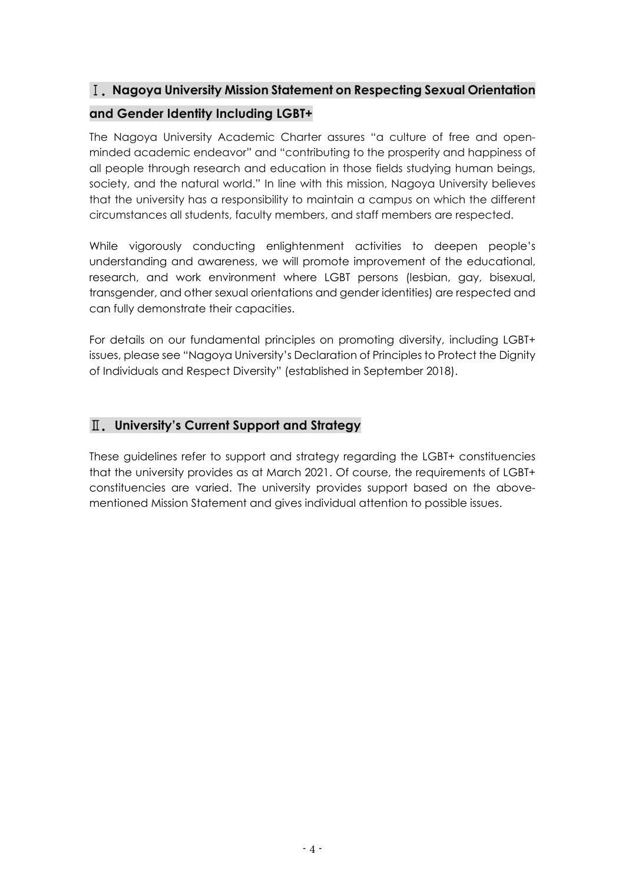## Ⅰ. Nagoya University Mission Statement on Respecting Sexual Orientation and Gender Identity Including LGBT+

The Nagoya University Academic Charter assures "a culture of free and open-minded academic endeavor" and "contributing to the prosperity and happiness of all people through research and education in those fields studying human beings, society, and the natural world." In line with this mission, Nagoya University believes that the university has a responsibility to maintain a campus on which the different circumstances all students, faculty members, and staff members are respected.

While vigorously conducting enlightenment activities to deepen people's understanding and awareness, we will promote improvement of the educational, research, and work environment where LGBT persons (lesbian, gay, bisexual, transgender, and other sexual orientations and gender identities) are respected and can fully demonstrate their capacities.

For details on our fundamental principles on promoting diversity, including LGBT+ issues, please see "Nagoya University's Declaration of Principles to Protect the Dignity of Individuals and Respect Diversity" (established in September 2018).

## Ⅱ. University's Current Support and Strategy

These guidelines refer to support and strategy regarding the LGBT+ constituencies that the university provides as at March 2021. Of course, the requirements of LGBT+ constituencies are varied. The university provides support based on the above-mentioned Mission Statement and gives individual attention to possible issues.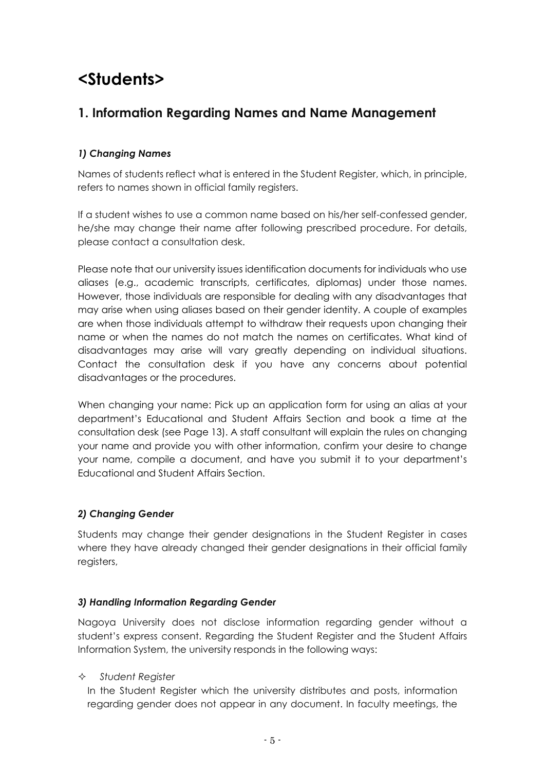# <Students>

## 1. Information Regarding Names and Name Management

### *1) Changing Names*

Names of students reflect what is entered in the Student Register, which, in principle, refers to names shown in official family registers.

If a student wishes to use a common name based on his/her self-confessed gender, he/she may change their name after following prescribed procedure. For details, please contact a consultation desk.

Please note that our university issues identification documents for individuals who use aliases (e.g., academic transcripts, certificates, diplomas) under those names. However, those individuals are responsible for dealing with any disadvantages that may arise when using aliases based on their gender identity. A couple of examples are when those individuals attempt to withdraw their requests upon changing their name or when the names do not match the names on certificates. What kind of disadvantages may arise will vary greatly depending on individual situations. Contact the consultation desk if you have any concerns about potential disadvantages or the procedures.

When changing your name: Pick up an application form for using an alias at your department's Educational and Student Affairs Section and book a time at the consultation desk (see Page 13). A staff consultant will explain the rules on changing your name and provide you with other information, confirm your desire to change your name, compile a document, and have you submit it to your department's Educational and Student Affairs Section.

### *2) Changing Gender*

Students may change their gender designations in the Student Register in cases where they have already changed their gender designations in their official family registers,

### *3) Handling Information Regarding Gender*

Nagoya University does not disclose information regarding gender without a student's express consent. Regarding the Student Register and the Student Affairs Information System, the university responds in the following ways:

✧ *Student Register*

In the Student Register which the university distributes and posts, information regarding gender does not appear in any document. In faculty meetings, the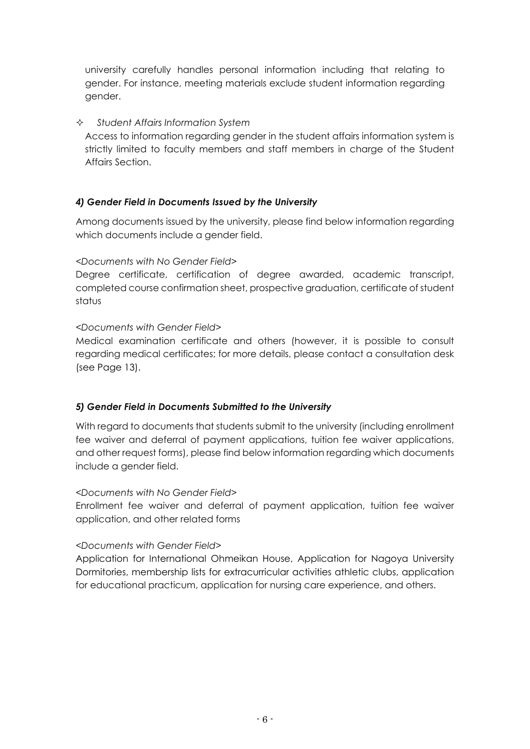university carefully handles personal information including that relating to gender. For instance, meeting materials exclude student information regarding gender.

- *Student Affairs Information System*

  Access to information regarding gender in the student affairs information system is strictly limited to faculty members and staff members in charge of the Student Affairs Section.

### *4) Gender Field in Documents Issued by the University*

Among documents issued by the university, please find below information regarding which documents include a gender field.

*<Documents with No Gender Field>*

Degree certificate, certification of degree awarded, academic transcript, completed course confirmation sheet, prospective graduation, certificate of student status

*<Documents with Gender Field>*

Medical examination certificate and others (however, it is possible to consult regarding medical certificates; for more details, please contact a consultation desk (see Page 13).

### *5) Gender Field in Documents Submitted to the University*

With regard to documents that students submit to the university (including enrollment fee waiver and deferral of payment applications, tuition fee waiver applications, and other request forms), please find below information regarding which documents include a gender field.

*<Documents with No Gender Field>*

Enrollment fee waiver and deferral of payment application, tuition fee waiver application, and other related forms

*<Documents with Gender Field>*

Application for International Ohmeikan House, Application for Nagoya University Dormitories, membership lists for extracurricular activities athletic clubs, application for educational practicum, application for nursing care experience, and others.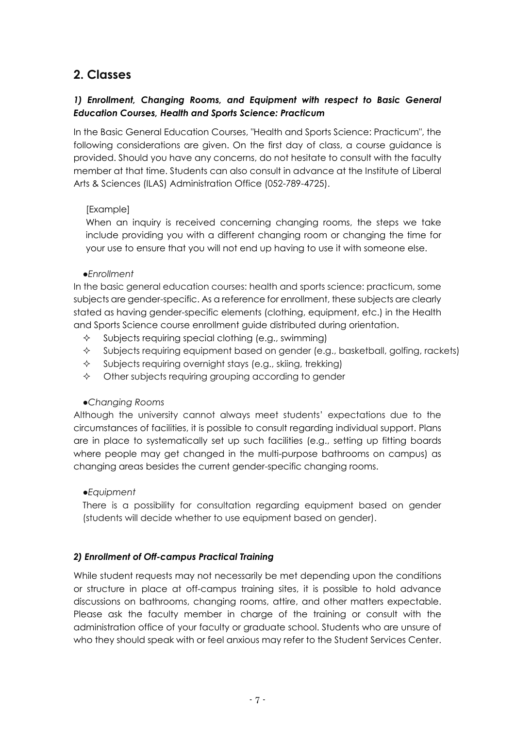## 2. Classes

### *1) Enrollment, Changing Rooms, and Equipment with respect to Basic General Education Courses, Health and Sports Science: Practicum*

In the Basic General Education Courses, "Health and Sports Science: Practicum", the following considerations are given. On the first day of class, a course guidance is provided. Should you have any concerns, do not hesitate to consult with the faculty member at that time. Students can also consult in advance at the Institute of Liberal Arts & Sciences (ILAS) Administration Office (052-789-4725).

[Example]
When an inquiry is received concerning changing rooms, the steps we take include providing you with a different changing room or changing the time for your use to ensure that you will not end up having to use it with someone else.

●*Enrollment*

In the basic general education courses: health and sports science: practicum, some subjects are gender-specific. As a reference for enrollment, these subjects are clearly stated as having gender-specific elements (clothing, equipment, etc.) in the Health and Sports Science course enrollment guide distributed during orientation.

- ✧ Subjects requiring special clothing (e.g., swimming)
- ✧ Subjects requiring equipment based on gender (e.g., basketball, golfing, rackets)
- ✧ Subjects requiring overnight stays (e.g., skiing, trekking)
- ✧ Other subjects requiring grouping according to gender

●*Changing Rooms*

Although the university cannot always meet students' expectations due to the circumstances of facilities, it is possible to consult regarding individual support. Plans are in place to systematically set up such facilities (e.g., setting up fitting boards where people may get changed in the multi-purpose bathrooms on campus) as changing areas besides the current gender-specific changing rooms.

●*Equipment*

There is a possibility for consultation regarding equipment based on gender (students will decide whether to use equipment based on gender).

### *2) Enrollment of Off-campus Practical Training*

While student requests may not necessarily be met depending upon the conditions or structure in place at off-campus training sites, it is possible to hold advance discussions on bathrooms, changing rooms, attire, and other matters expectable. Please ask the faculty member in charge of the training or consult with the administration office of your faculty or graduate school. Students who are unsure of who they should speak with or feel anxious may refer to the Student Services Center.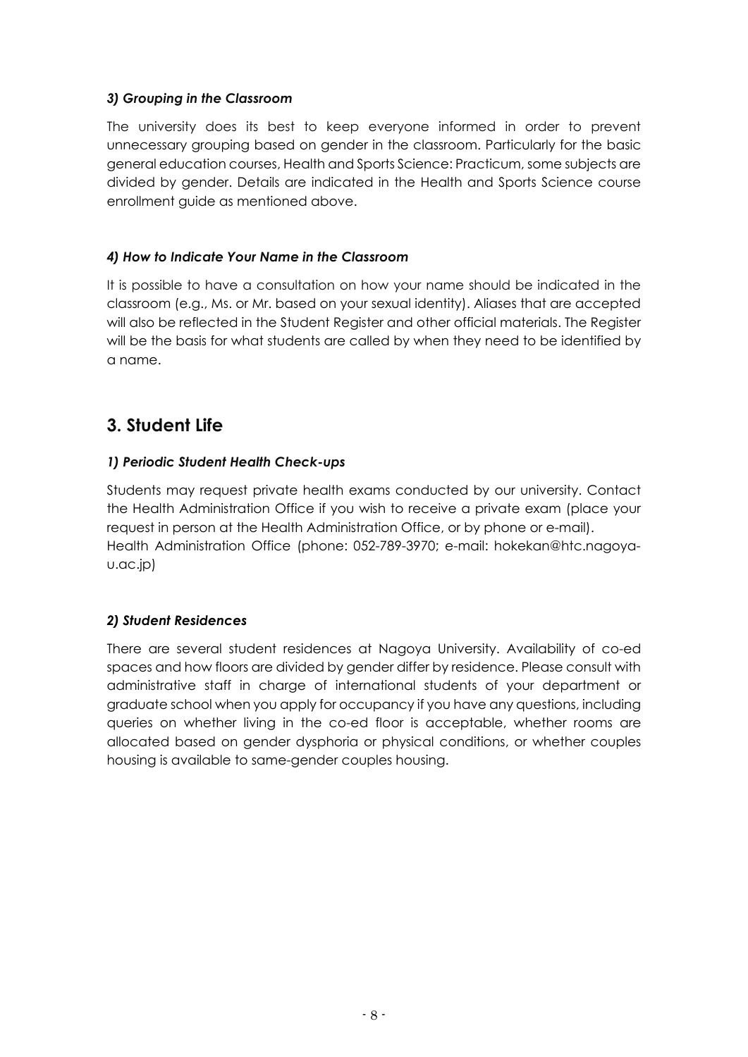### *3) Grouping in the Classroom*

The university does its best to keep everyone informed in order to prevent unnecessary grouping based on gender in the classroom. Particularly for the basic general education courses, Health and Sports Science: Practicum, some subjects are divided by gender. Details are indicated in the Health and Sports Science course enrollment guide as mentioned above.

### *4) How to Indicate Your Name in the Classroom*

It is possible to have a consultation on how your name should be indicated in the classroom (e.g., Ms. or Mr. based on your sexual identity). Aliases that are accepted will also be reflected in the Student Register and other official materials. The Register will be the basis for what students are called by when they need to be identified by a name.

## 3. Student Life

### *1) Periodic Student Health Check-ups*

Students may request private health exams conducted by our university. Contact the Health Administration Office if you wish to receive a private exam (place your request in person at the Health Administration Office, or by phone or e-mail).
Health Administration Office (phone: 052-789-3970; e-mail: hokekan@htc.nagoya-u.ac.jp)

### *2) Student Residences*

There are several student residences at Nagoya University. Availability of co-ed spaces and how floors are divided by gender differ by residence. Please consult with administrative staff in charge of international students of your department or graduate school when you apply for occupancy if you have any questions, including queries on whether living in the co-ed floor is acceptable, whether rooms are allocated based on gender dysphoria or physical conditions, or whether couples housing is available to same-gender couples housing.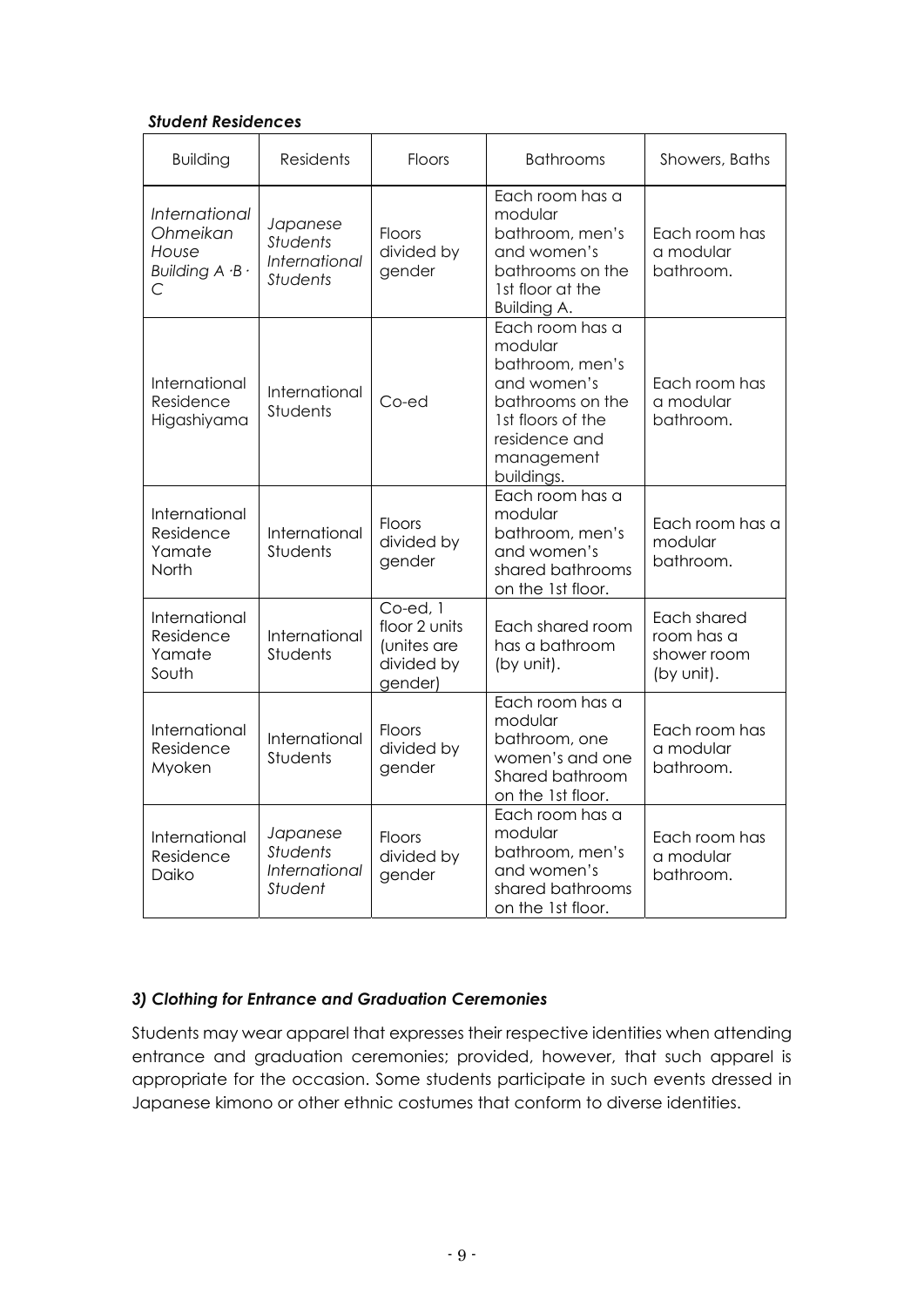***Student Residences***

| Building | Residents | Floors | Bathrooms | Showers, Baths |
|---|---|---|---|---|
| *International Ohmeikan House Building A ·B · C* | *Japanese Students International Students* | Floors divided by gender | Each room has a modular bathroom, men's and women's bathrooms on the 1st floor at the Building A. | Each room has a modular bathroom. |
| International Residence Higashiyama | International Students | Co-ed | Each room has a modular bathroom, men's and women's bathrooms on the 1st floors of the residence and management buildings. | Each room has a modular bathroom. |
| International Residence Yamate North | International Students | Floors divided by gender | Each room has a modular bathroom, men's and women's shared bathrooms on the 1st floor. | Each room has a modular bathroom. |
| International Residence Yamate South | International Students | Co-ed, 1 floor 2 units (unites are divided by gender) | Each shared room has a bathroom (by unit). | Each shared room has a shower room (by unit). |
| International Residence Myoken | International Students | Floors divided by gender | Each room has a modular bathroom, one women's and one Shared bathroom on the 1st floor. | Each room has a modular bathroom. |
| International Residence Daiko | *Japanese Students International Student* | Floors divided by gender | Each room has a modular bathroom, men's and women's shared bathrooms on the 1st floor. | Each room has a modular bathroom. |

### *3) Clothing for Entrance and Graduation Ceremonies*

Students may wear apparel that expresses their respective identities when attending entrance and graduation ceremonies; provided, however, that such apparel is appropriate for the occasion. Some students participate in such events dressed in Japanese kimono or other ethnic costumes that conform to diverse identities.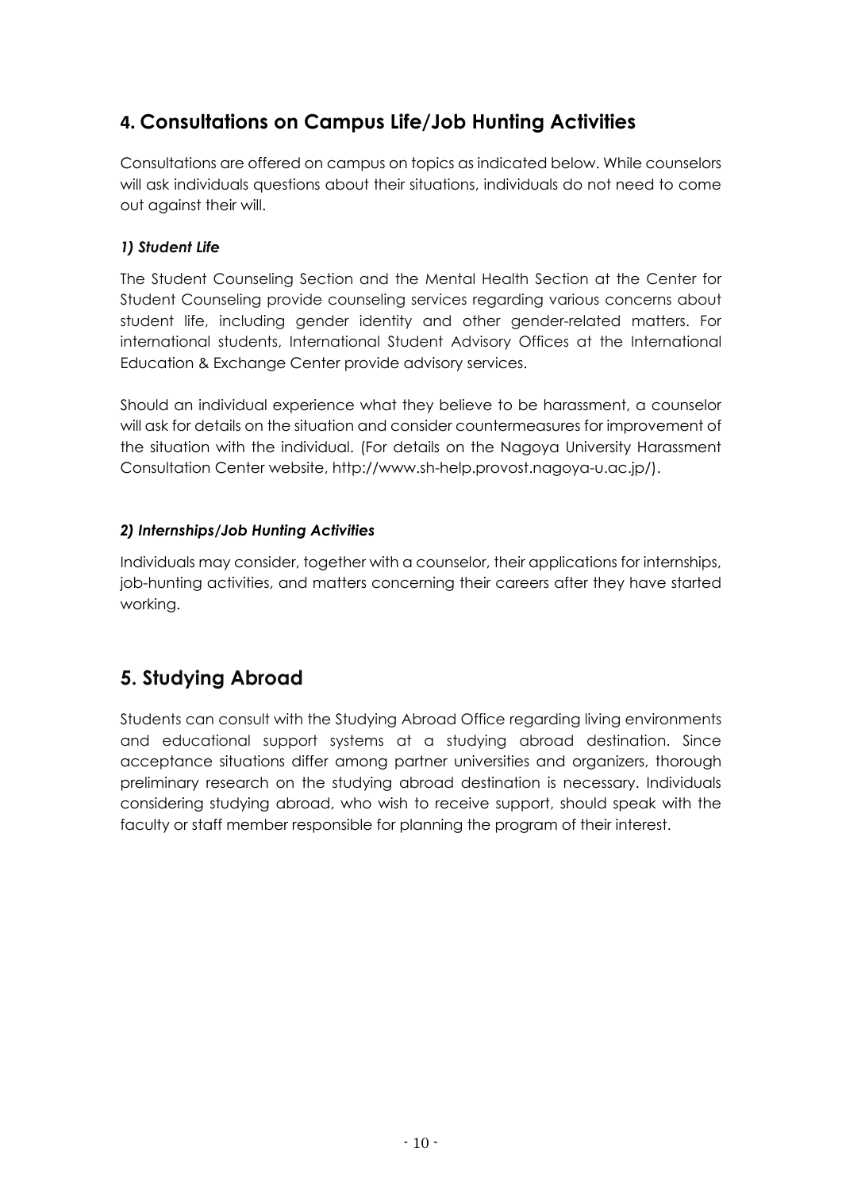## 4. Consultations on Campus Life/Job Hunting Activities

Consultations are offered on campus on topics as indicated below. While counselors will ask individuals questions about their situations, individuals do not need to come out against their will.

### *1) Student Life*

The Student Counseling Section and the Mental Health Section at the Center for Student Counseling provide counseling services regarding various concerns about student life, including gender identity and other gender-related matters. For international students, International Student Advisory Offices at the International Education & Exchange Center provide advisory services.

Should an individual experience what they believe to be harassment, a counselor will ask for details on the situation and consider countermeasures for improvement of the situation with the individual. (For details on the Nagoya University Harassment Consultation Center website, http://www.sh-help.provost.nagoya-u.ac.jp/).

### *2) Internships/Job Hunting Activities*

Individuals may consider, together with a counselor, their applications for internships, job-hunting activities, and matters concerning their careers after they have started working.

## 5. Studying Abroad

Students can consult with the Studying Abroad Office regarding living environments and educational support systems at a studying abroad destination. Since acceptance situations differ among partner universities and organizers, thorough preliminary research on the studying abroad destination is necessary. Individuals considering studying abroad, who wish to receive support, should speak with the faculty or staff member responsible for planning the program of their interest.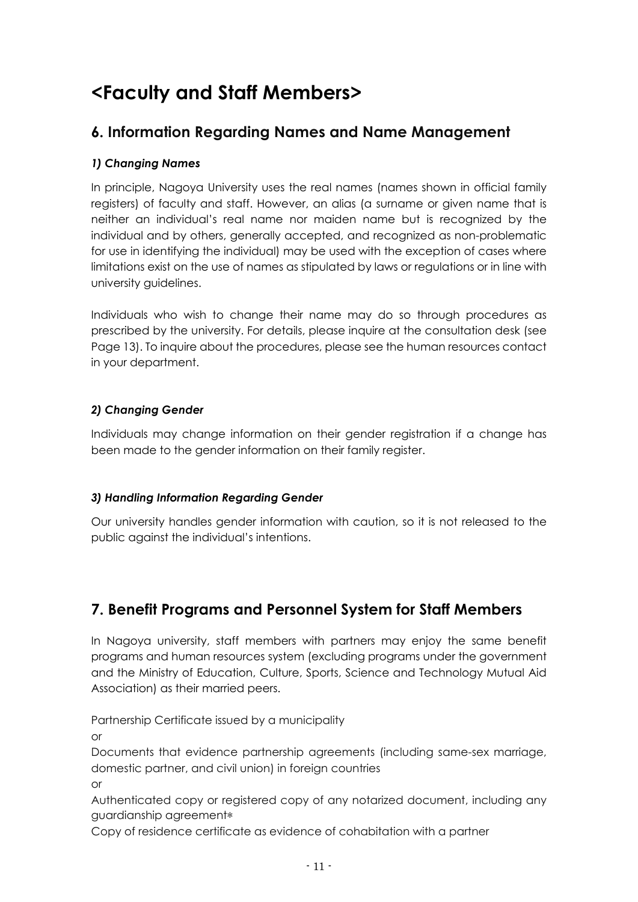# <Faculty and Staff Members>

## 6. Information Regarding Names and Name Management

### *1) Changing Names*

In principle, Nagoya University uses the real names (names shown in official family registers) of faculty and staff. However, an alias (a surname or given name that is neither an individual's real name nor maiden name but is recognized by the individual and by others, generally accepted, and recognized as non-problematic for use in identifying the individual) may be used with the exception of cases where limitations exist on the use of names as stipulated by laws or regulations or in line with university guidelines.

Individuals who wish to change their name may do so through procedures as prescribed by the university. For details, please inquire at the consultation desk (see Page 13). To inquire about the procedures, please see the human resources contact in your department.

### *2) Changing Gender*

Individuals may change information on their gender registration if a change has been made to the gender information on their family register.

### *3) Handling Information Regarding Gender*

Our university handles gender information with caution, so it is not released to the public against the individual's intentions.

## 7. Benefit Programs and Personnel System for Staff Members

In Nagoya university, staff members with partners may enjoy the same benefit programs and human resources system (excluding programs under the government and the Ministry of Education, Culture, Sports, Science and Technology Mutual Aid Association) as their married peers.

Partnership Certificate issued by a municipality

or

Documents that evidence partnership agreements (including same-sex marriage, domestic partner, and civil union) in foreign countries

or

Authenticated copy or registered copy of any notarized document, including any guardianship agreement*

Copy of residence certificate as evidence of cohabitation with a partner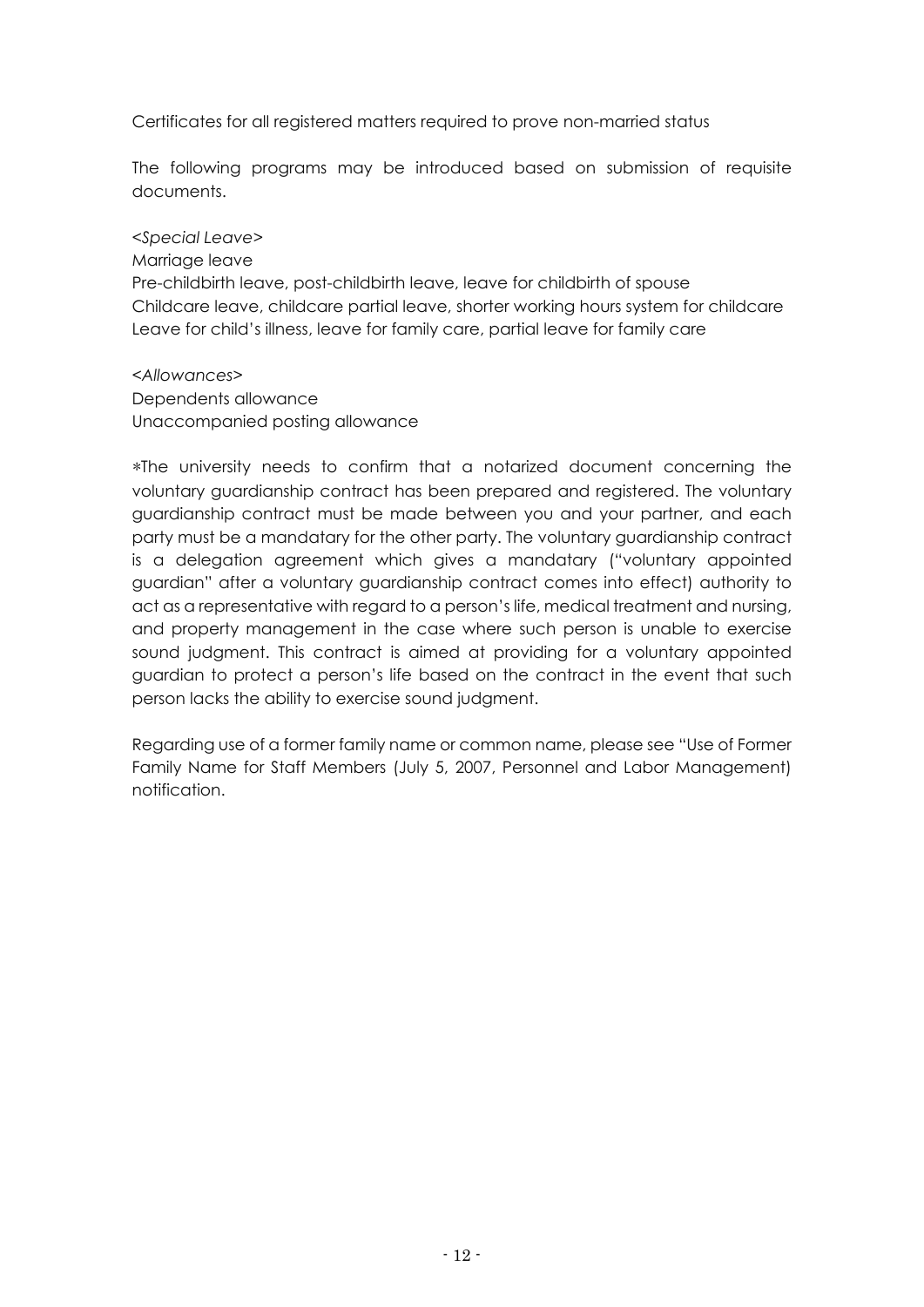Certificates for all registered matters required to prove non-married status

The following programs may be introduced based on submission of requisite documents.

*<Special Leave>*
Marriage leave
Pre-childbirth leave, post-childbirth leave, leave for childbirth of spouse
Childcare leave, childcare partial leave, shorter working hours system for childcare
Leave for child's illness, leave for family care, partial leave for family care

*<Allowances>*
Dependents allowance
Unaccompanied posting allowance

*The university needs to confirm that a notarized document concerning the voluntary guardianship contract has been prepared and registered. The voluntary guardianship contract must be made between you and your partner, and each party must be a mandatary for the other party. The voluntary guardianship contract is a delegation agreement which gives a mandatary ("voluntary appointed guardian" after a voluntary guardianship contract comes into effect) authority to act as a representative with regard to a person's life, medical treatment and nursing, and property management in the case where such person is unable to exercise sound judgment. This contract is aimed at providing for a voluntary appointed guardian to protect a person's life based on the contract in the event that such person lacks the ability to exercise sound judgment.

Regarding use of a former family name or common name, please see "Use of Former Family Name for Staff Members (July 5, 2007, Personnel and Labor Management) notification.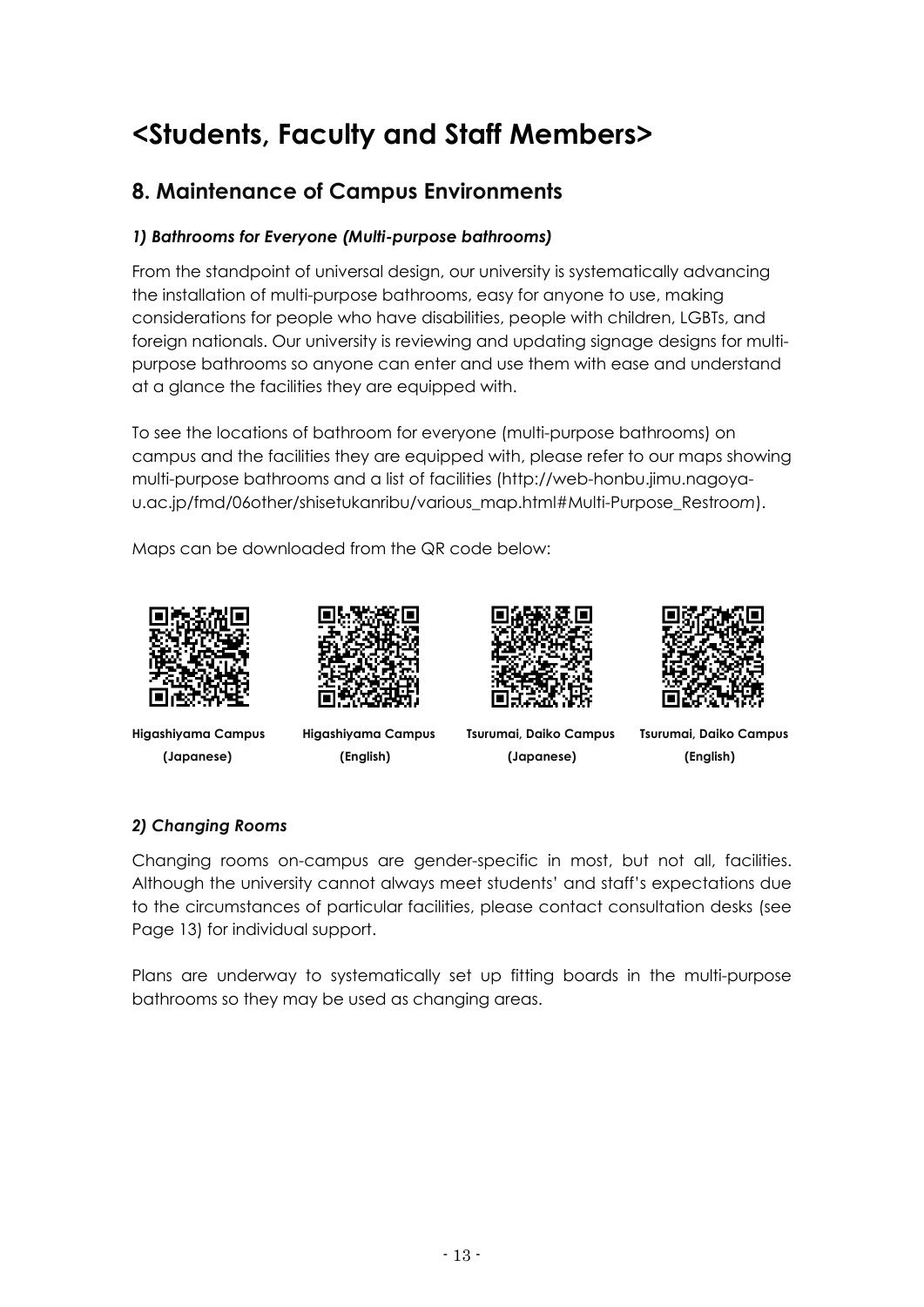# <Students, Faculty and Staff Members>

## 8. Maintenance of Campus Environments

### *1) Bathrooms for Everyone (Multi-purpose bathrooms)*

From the standpoint of universal design, our university is systematically advancing the installation of multi-purpose bathrooms, easy for anyone to use, making considerations for people who have disabilities, people with children, LGBTs, and foreign nationals. Our university is reviewing and updating signage designs for multi-purpose bathrooms so anyone can enter and use them with ease and understand at a glance the facilities they are equipped with.

To see the locations of bathroom for everyone (multi-purpose bathrooms) on campus and the facilities they are equipped with, please refer to our maps showing multi-purpose bathrooms and a list of facilities (http://web-honbu.jimu.nagoya-u.ac.jp/fmd/06other/shisetukanribu/various_map.html#Multi-Purpose_Restroom).

Maps can be downloaded from the QR code below:

**Higashiyama Campus (Japanese)** | **Higashiyama Campus (English)** | **Tsurumai, Daiko Campus (Japanese)** | **Tsurumai, Daiko Campus (English)**

### *2) Changing Rooms*

Changing rooms on-campus are gender-specific in most, but not all, facilities. Although the university cannot always meet students' and staff's expectations due to the circumstances of particular facilities, please contact consultation desks (see Page 13) for individual support.

Plans are underway to systematically set up fitting boards in the multi-purpose bathrooms so they may be used as changing areas.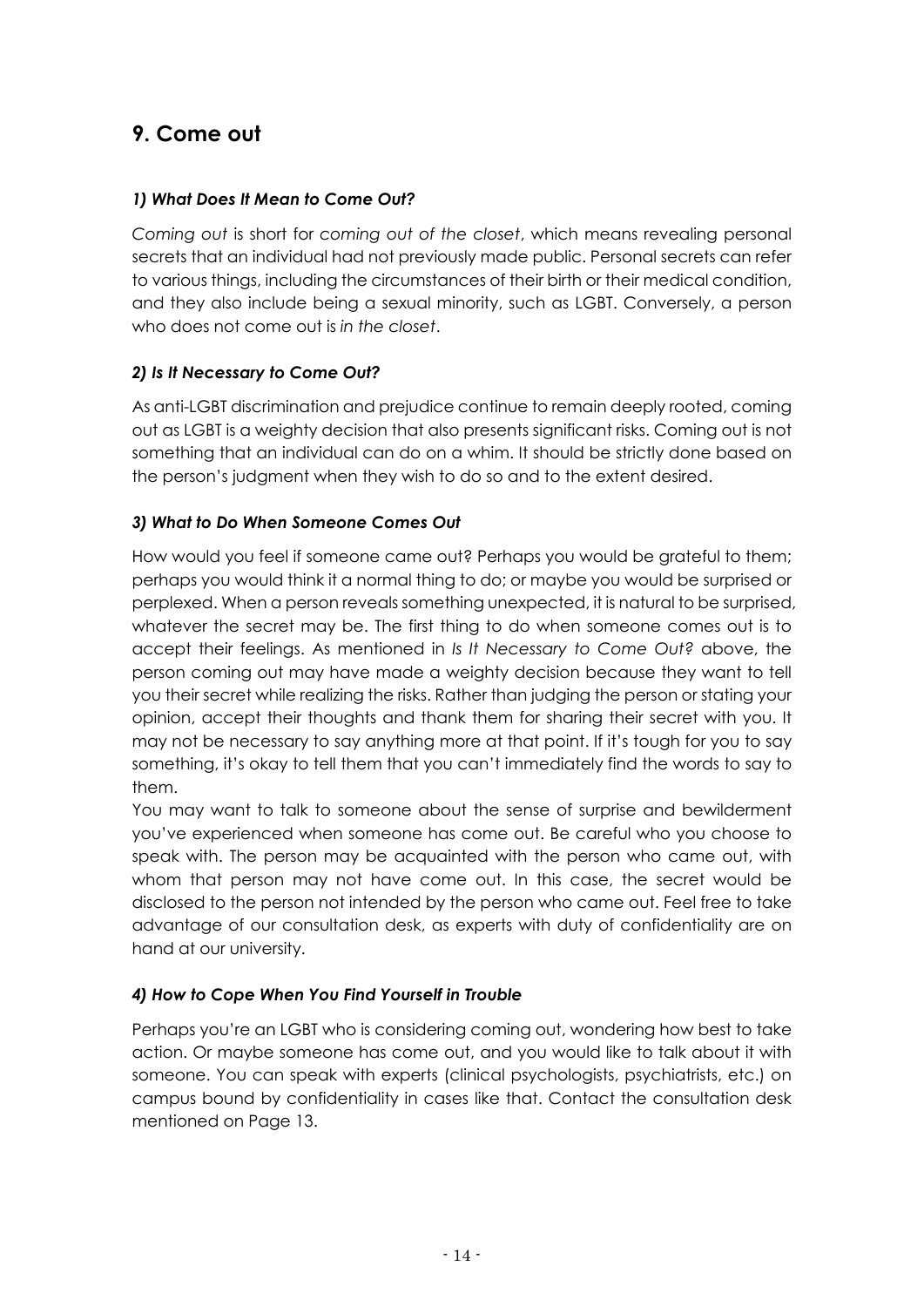## 9. Come out

### *1) What Does It Mean to Come Out?*

*Coming out* is short for *coming out of the closet*, which means revealing personal secrets that an individual had not previously made public. Personal secrets can refer to various things, including the circumstances of their birth or their medical condition, and they also include being a sexual minority, such as LGBT. Conversely, a person who does not come out is *in the closet*.

### *2) Is It Necessary to Come Out?*

As anti-LGBT discrimination and prejudice continue to remain deeply rooted, coming out as LGBT is a weighty decision that also presents significant risks. Coming out is not something that an individual can do on a whim. It should be strictly done based on the person's judgment when they wish to do so and to the extent desired.

### *3) What to Do When Someone Comes Out*

How would you feel if someone came out? Perhaps you would be grateful to them; perhaps you would think it a normal thing to do; or maybe you would be surprised or perplexed. When a person reveals something unexpected, it is natural to be surprised, whatever the secret may be. The first thing to do when someone comes out is to accept their feelings. As mentioned in *Is It Necessary to Come Out?* above, the person coming out may have made a weighty decision because they want to tell you their secret while realizing the risks. Rather than judging the person or stating your opinion, accept their thoughts and thank them for sharing their secret with you. It may not be necessary to say anything more at that point. If it's tough for you to say something, it's okay to tell them that you can't immediately find the words to say to them.

You may want to talk to someone about the sense of surprise and bewilderment you've experienced when someone has come out. Be careful who you choose to speak with. The person may be acquainted with the person who came out, with whom that person may not have come out. In this case, the secret would be disclosed to the person not intended by the person who came out. Feel free to take advantage of our consultation desk, as experts with duty of confidentiality are on hand at our university.

### *4) How to Cope When You Find Yourself in Trouble*

Perhaps you're an LGBT who is considering coming out, wondering how best to take action. Or maybe someone has come out, and you would like to talk about it with someone. You can speak with experts (clinical psychologists, psychiatrists, etc.) on campus bound by confidentiality in cases like that. Contact the consultation desk mentioned on Page 13.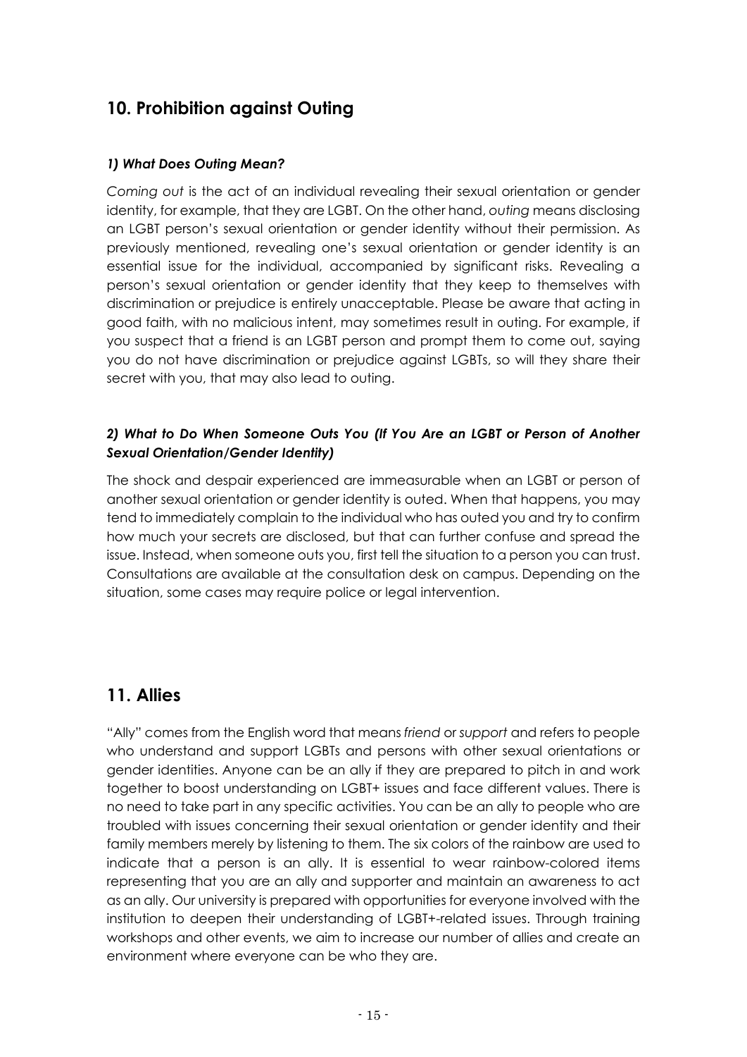## 10. Prohibition against Outing

### *1) What Does Outing Mean?*

*Coming out* is the act of an individual revealing their sexual orientation or gender identity, for example, that they are LGBT. On the other hand, *outing* means disclosing an LGBT person's sexual orientation or gender identity without their permission. As previously mentioned, revealing one's sexual orientation or gender identity is an essential issue for the individual, accompanied by significant risks. Revealing a person's sexual orientation or gender identity that they keep to themselves with discrimination or prejudice is entirely unacceptable. Please be aware that acting in good faith, with no malicious intent, may sometimes result in outing. For example, if you suspect that a friend is an LGBT person and prompt them to come out, saying you do not have discrimination or prejudice against LGBTs, so will they share their secret with you, that may also lead to outing.

### *2) What to Do When Someone Outs You (If You Are an LGBT or Person of Another Sexual Orientation/Gender Identity)*

The shock and despair experienced are immeasurable when an LGBT or person of another sexual orientation or gender identity is outed. When that happens, you may tend to immediately complain to the individual who has outed you and try to confirm how much your secrets are disclosed, but that can further confuse and spread the issue. Instead, when someone outs you, first tell the situation to a person you can trust. Consultations are available at the consultation desk on campus. Depending on the situation, some cases may require police or legal intervention.

## 11. Allies

"Ally" comes from the English word that means *friend* or *support* and refers to people who understand and support LGBTs and persons with other sexual orientations or gender identities. Anyone can be an ally if they are prepared to pitch in and work together to boost understanding on LGBT+ issues and face different values. There is no need to take part in any specific activities. You can be an ally to people who are troubled with issues concerning their sexual orientation or gender identity and their family members merely by listening to them. The six colors of the rainbow are used to indicate that a person is an ally. It is essential to wear rainbow-colored items representing that you are an ally and supporter and maintain an awareness to act as an ally. Our university is prepared with opportunities for everyone involved with the institution to deepen their understanding of LGBT+-related issues. Through training workshops and other events, we aim to increase our number of allies and create an environment where everyone can be who they are.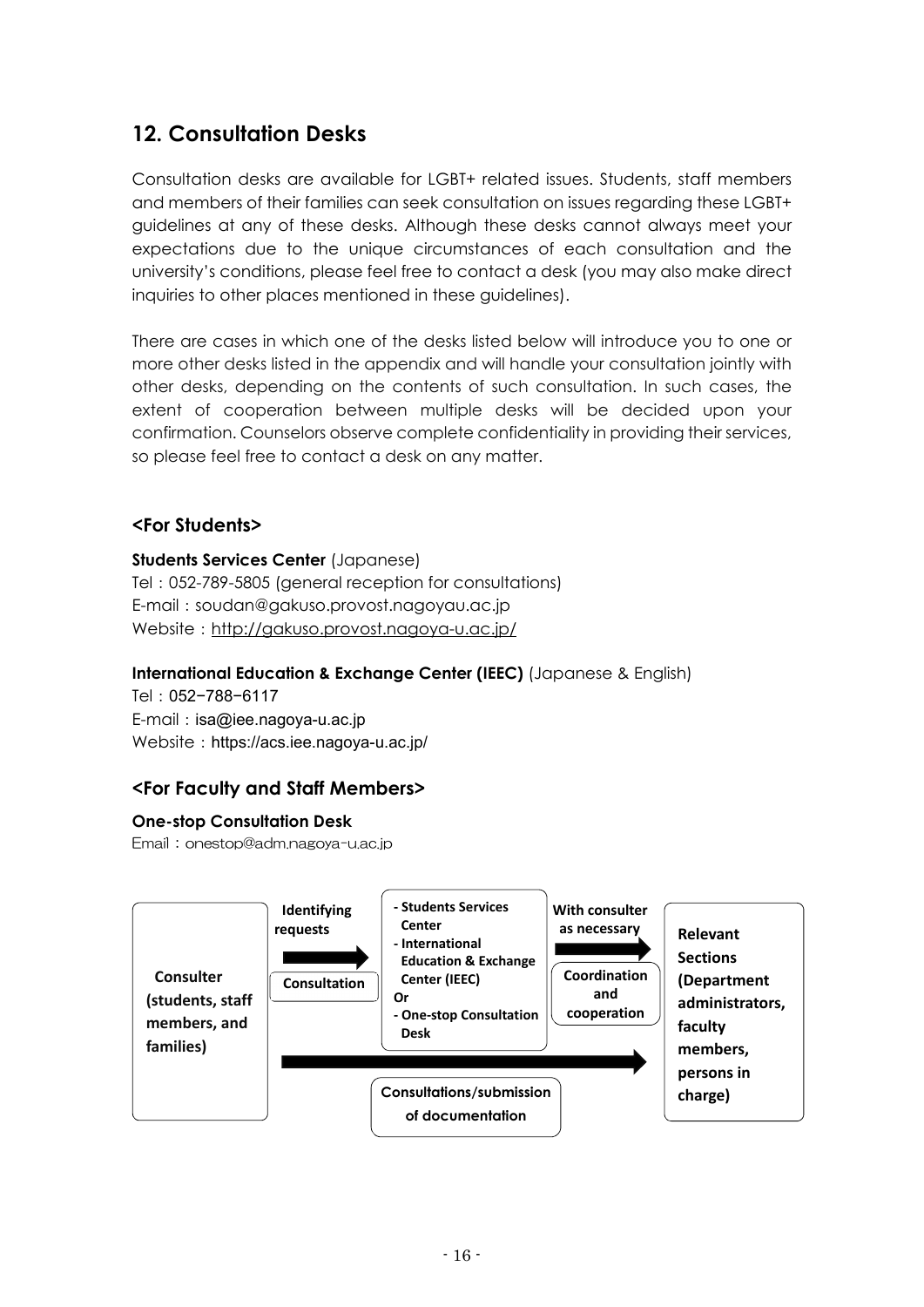## 12. Consultation Desks

Consultation desks are available for LGBT+ related issues. Students, staff members and members of their families can seek consultation on issues regarding these LGBT+ guidelines at any of these desks. Although these desks cannot always meet your expectations due to the unique circumstances of each consultation and the university's conditions, please feel free to contact a desk (you may also make direct inquiries to other places mentioned in these guidelines).

There are cases in which one of the desks listed below will introduce you to one or more other desks listed in the appendix and will handle your consultation jointly with other desks, depending on the contents of such consultation. In such cases, the extent of cooperation between multiple desks will be decided upon your confirmation. Counselors observe complete confidentiality in providing their services, so please feel free to contact a desk on any matter.

### <For Students>

**Students Services Center** (Japanese)
Tel：052-789-5805 (general reception for consultations)
E-mail：soudan@gakuso.provost.nagoyau.ac.jp
Website：http://gakuso.provost.nagoya-u.ac.jp/

**International Education & Exchange Center (IEEC)** (Japanese & English)
Tel：052−788−6117
E-mail：isa@iee.nagoya-u.ac.jp
Website：https://acs.iee.nagoya-u.ac.jp/

### <For Faculty and Staff Members>

**One-stop Consultation Desk**
Email：onestop@adm.nagoya-u.ac.jp

**Consulter (students, staff members, and families)**

**Identifying requests**

**Consultation**

**- Students Services Center**
**- International Education & Exchange Center (IEEC)**
**Or**
**- One-stop Consultation Desk**

**With consulter as necessary**

**Coordination and cooperation**

**Relevant Sections (Department administrators, faculty members, persons in charge)**

**Consultations/submission of documentation**